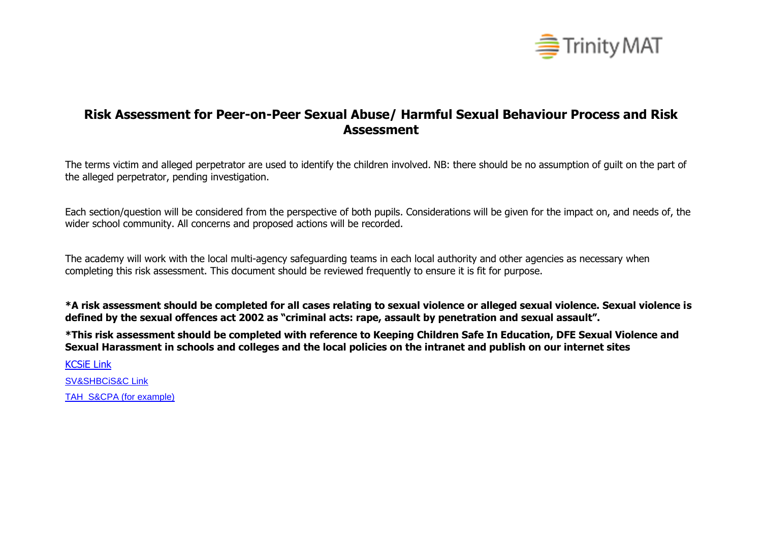# Risk Assessment for Peer-on-Peer Sexual Abuse/ Harmful Sexual Behaviour Process and Risk Assessment

The terms victim and alleged perpetrator are used to identify the children involved. NB: there should be no assumption of guilt on the part of the alleged perpetrator, pending investigation.

Each section/question will be considered from the perspective of both pupils. Considerations will be given for the impact on, and needs of, the wider school community. All concerns and proposed actions will be recorded.

The academy will work with the local multi-agency safeguarding teams in each local authority and other agencies as necessary when completing this risk assessment. This document should be reviewed frequently to ensure it is fit for purpose.

**\*A risk assessment should be completed for all cases relating to sexual violence or alleged sexual violence. Sexual violence is defined by the sexual offences act 2002 as "criminal acts: rape, assault by penetration and sexual assault".**

**\*This risk assessment should be completed with reference to Keeping Children Safe In Education, DFE Sexual Violence and Sexual Harassment in schools and colleges and the local policies on the intranet and publish on our internet sites**

KCSiE Link

SV&SHBCiS&C Link

TAH S&CPA (for example)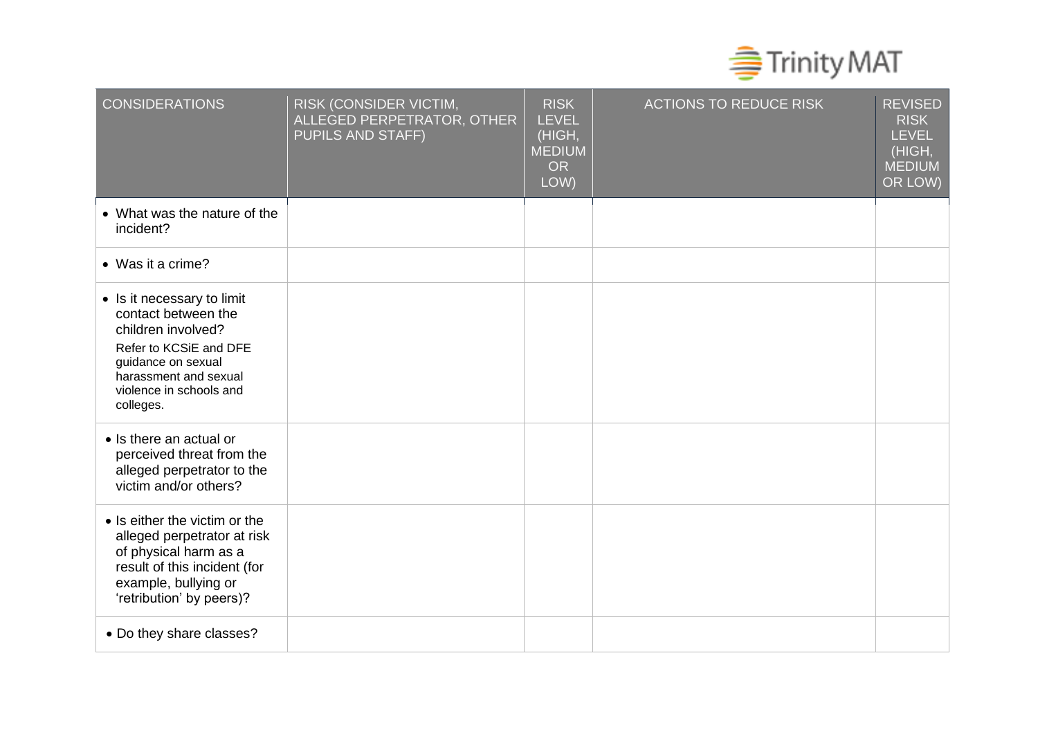| CONSIDERATIONS | RISK (CONSIDER VICTIM, ALLEGED PERPETRATOR, OTHER PUPILS AND STAFF) | RISK LEVEL (HIGH, MEDIUM OR LOW) | ACTIONS TO REDUCE RISK | REVISED RISK LEVEL (HIGH, MEDIUM OR LOW) |
|---|---|---|---|---|
| • What was the nature of the incident? | | | | |
| • Was it a crime? | | | | |
| • Is it necessary to limit contact between the children involved? Refer to KCSiE and DFE guidance on sexual harassment and sexual violence in schools and colleges. | | | | |
| • Is there an actual or perceived threat from the alleged perpetrator to the victim and/or others? | | | | |
| • Is either the victim or the alleged perpetrator at risk of physical harm as a result of this incident (for example, bullying or 'retribution' by peers)? | | | | |
| • Do they share classes? | | | | |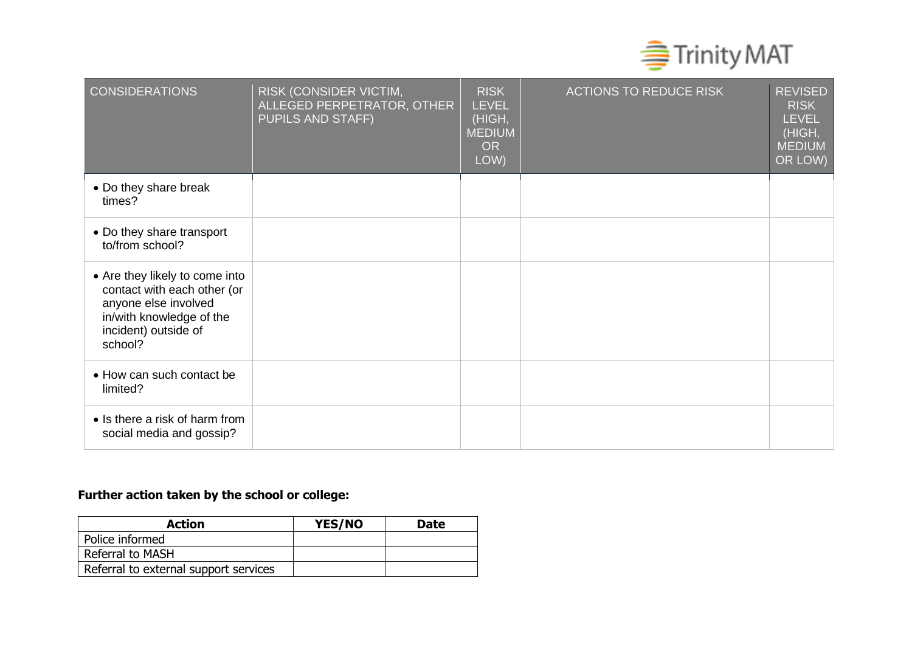| CONSIDERATIONS | RISK (CONSIDER VICTIM, ALLEGED PERPETRATOR, OTHER PUPILS AND STAFF) | RISK LEVEL (HIGH, MEDIUM OR LOW) | ACTIONS TO REDUCE RISK | REVISED RISK LEVEL (HIGH, MEDIUM OR LOW) |
|---|---|---|---|---|
| • Do they share break times? | | | | |
| • Do they share transport to/from school? | | | | |
| • Are they likely to come into contact with each other (or anyone else involved in/with knowledge of the incident) outside of school? | | | | |
| • How can such contact be limited? | | | | |
| • Is there a risk of harm from social media and gossip? | | | | |

**Further action taken by the school or college:**

| Action | YES/NO | Date |
|---|---|---|
| Police informed | | |
| Referral to MASH | | |
| Referral to external support services | | |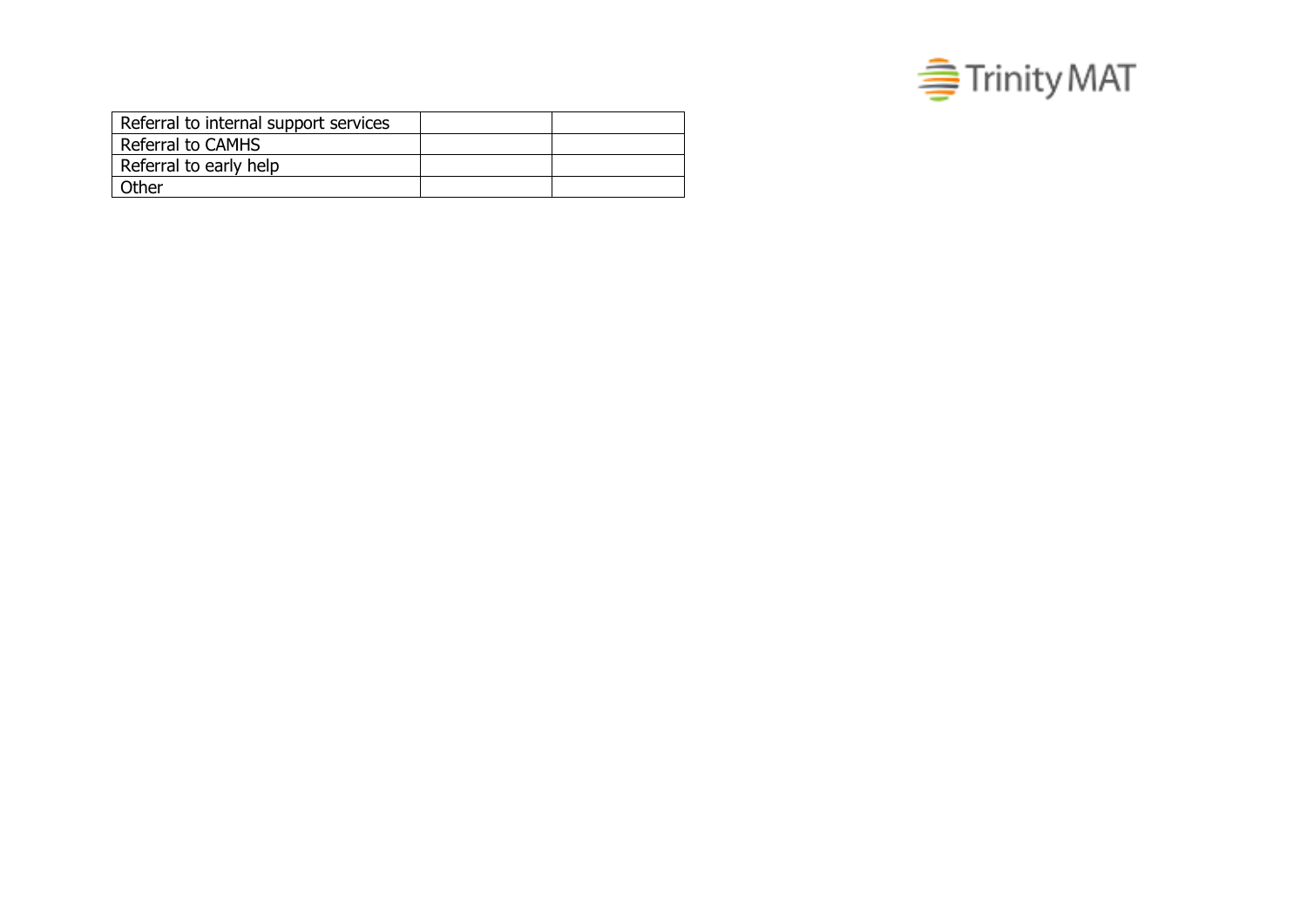| | | |
|---|---|---|
| Referral to internal support services | | |
| Referral to CAMHS | | |
| Referral to early help | | |
| Other | | |